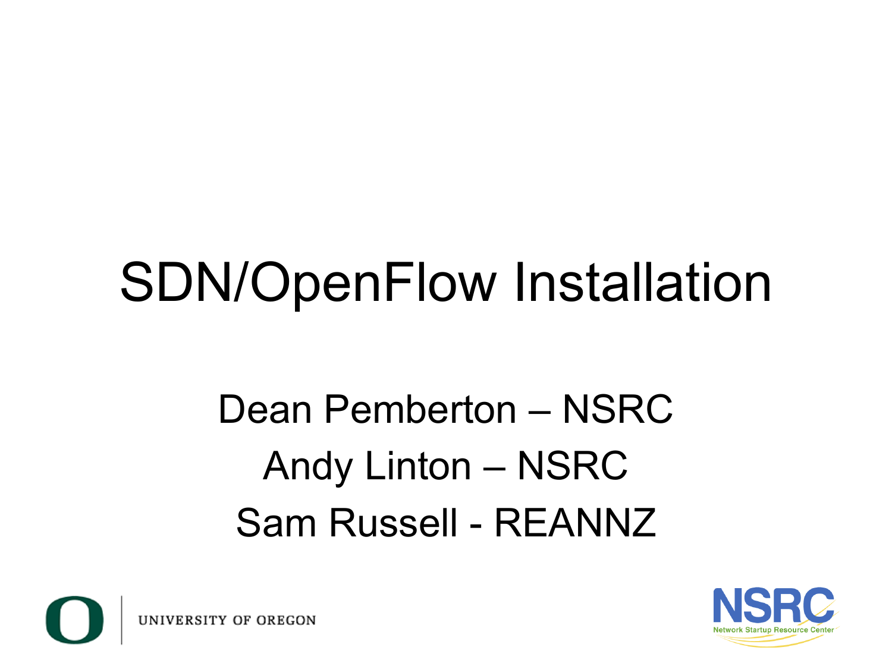# SDN/OpenFlow Installation

Dean Pemberton – NSRC

Andy Linton – NSRC

Sam Russell - REANNZ

UNIVERSITY OF OREGON

NSRC

Network Startup Resource Center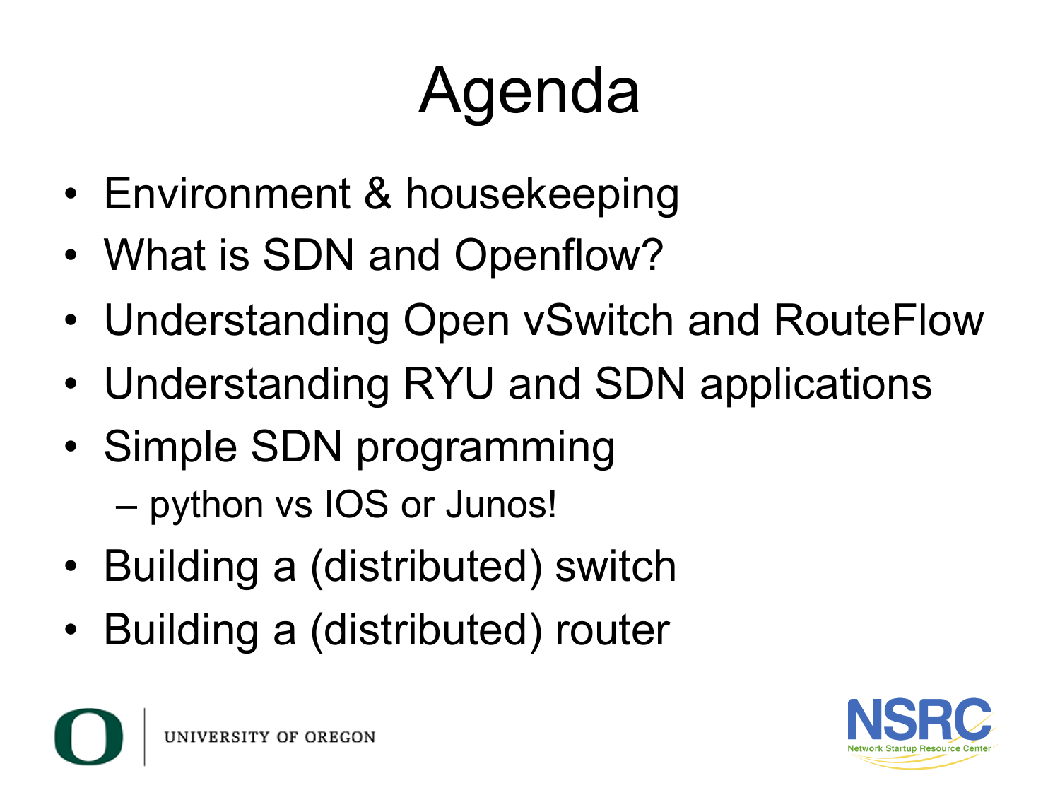# Agenda

- Environment & housekeeping
- What is SDN and Openflow?
- Understanding Open vSwitch and RouteFlow
- Understanding RYU and SDN applications
- Simple SDN programming
  - python vs IOS or Junos!
- Building a (distributed) switch
- Building a (distributed) router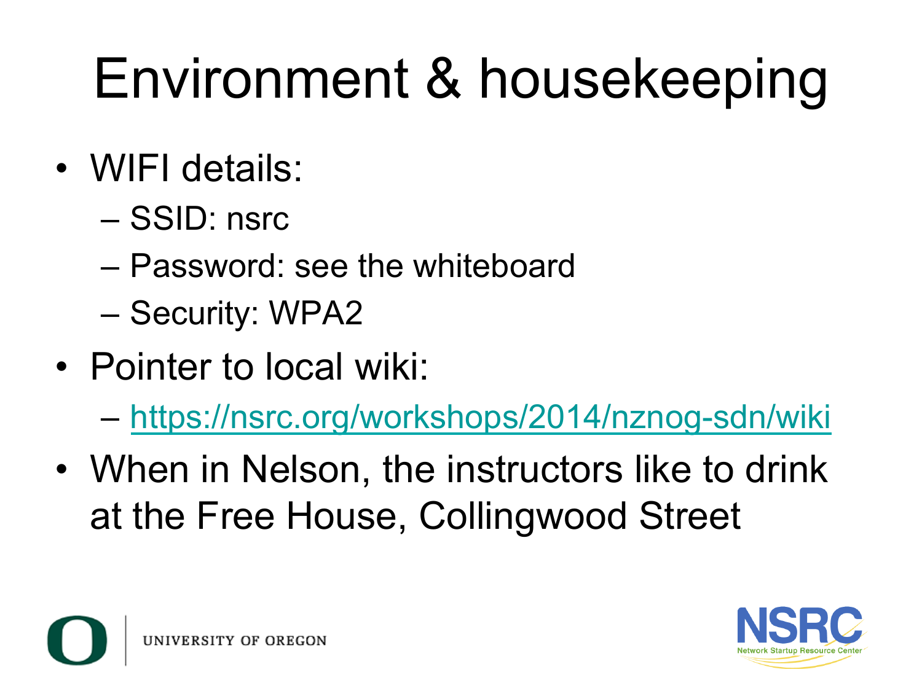# Environment & housekeeping

- WIFI details:
  - SSID: nsrc
  - Password: see the whiteboard
  - Security: WPA2
- Pointer to local wiki:
  - https://nsrc.org/workshops/2014/nznog-sdn/wiki
- When in Nelson, the instructors like to drink at the Free House, Collingwood Street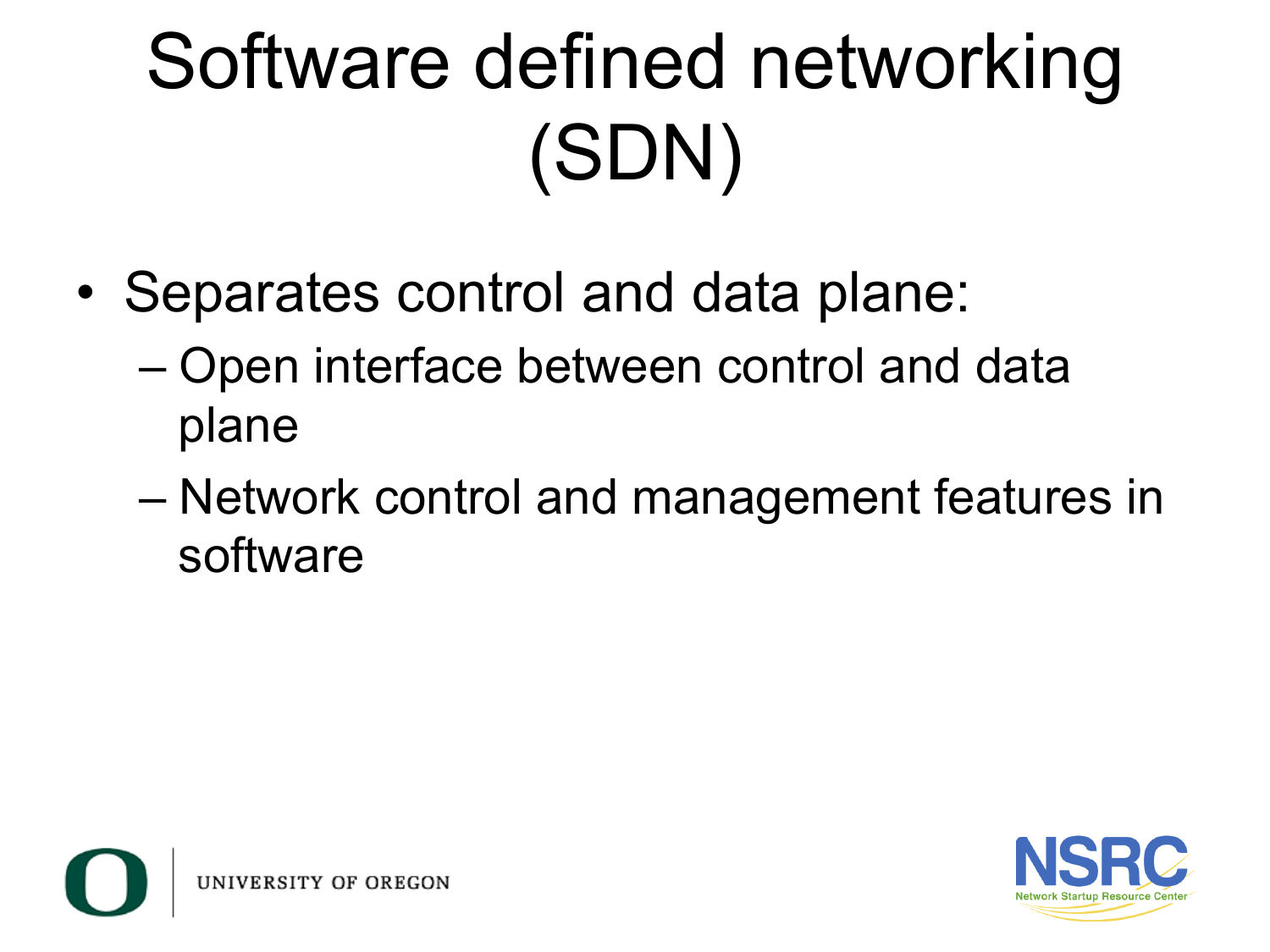# Software defined networking (SDN)

- Separates control and data plane:
  - Open interface between control and data plane
  - Network control and management features in software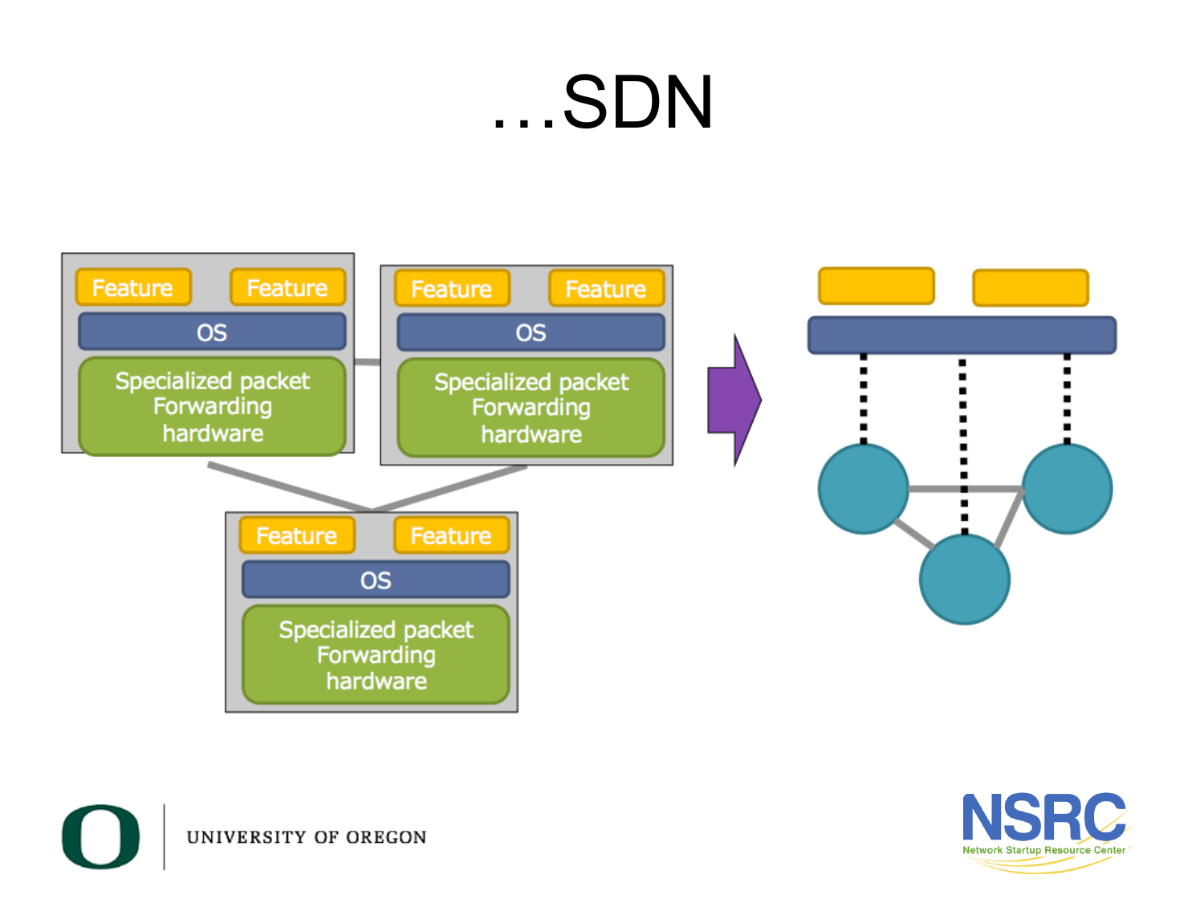# …SDN

Feature Feature
OS
Specialized packet Forwarding hardware

Feature Feature
OS
Specialized packet Forwarding hardware

Feature Feature
OS
Specialized packet Forwarding hardware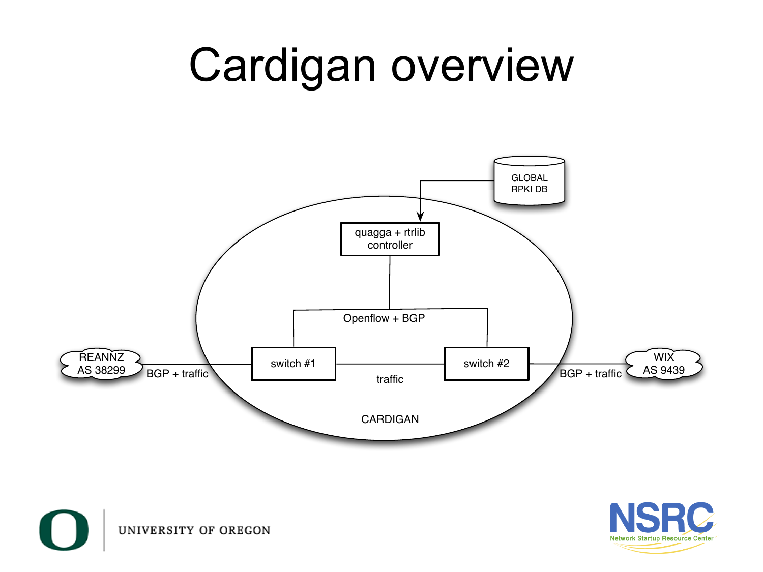# Cardigan overview

GLOBAL RPKI DB

quagga + rtrlib controller

Openflow + BGP

REANNZ AS 38299 — BGP + traffic — switch #1 — traffic — switch #2 — BGP + traffic — WIX AS 9439

CARDIGAN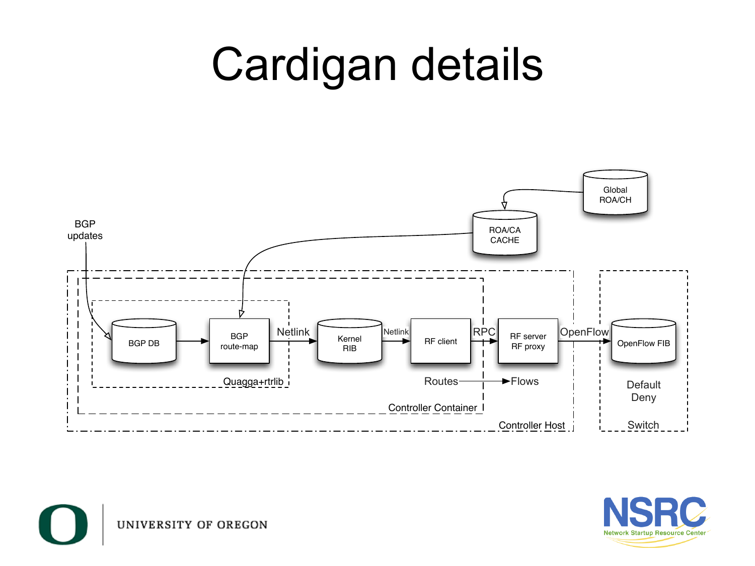# Cardigan details

BGP updates

Global ROA/CH

ROA/CA CACHE

BGP DB

BGP route-map

Netlink

Kernel RIB

Netlink

RF client

RPC

RF server RF proxy

OpenFlow

OpenFlow FIB

Quagga+rtrlib

Routes → Flows

Default Deny

Controller Container

Controller Host

Switch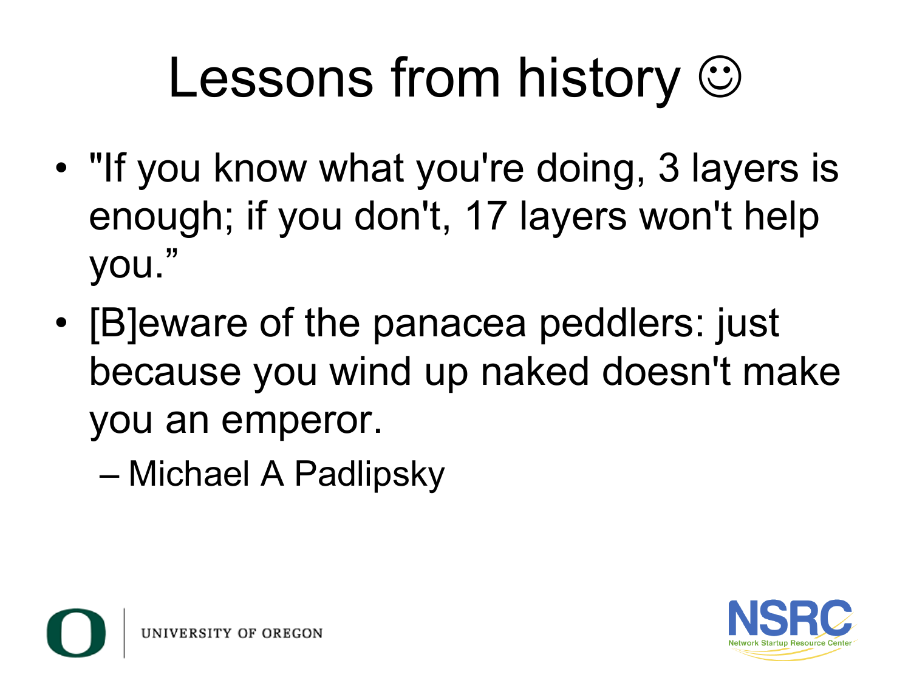# Lessons from history ☺

- "If you know what you're doing, 3 layers is enough; if you don't, 17 layers won't help you."
- [B]eware of the panacea peddlers: just because you wind up naked doesn't make you an emperor.
  - Michael A Padlipsky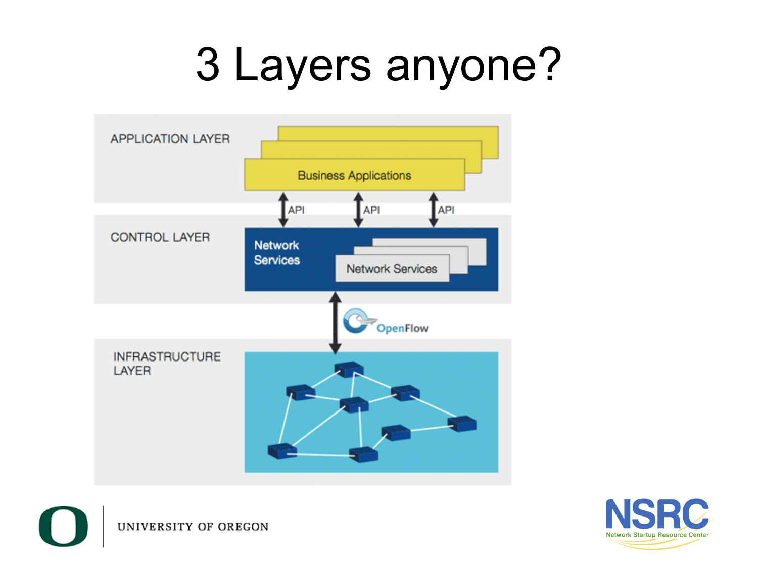# 3 Layers anyone?

APPLICATION LAYER

Business Applications

API API API

CONTROL LAYER

Network Services

Network Services

OpenFlow

INFRASTRUCTURE LAYER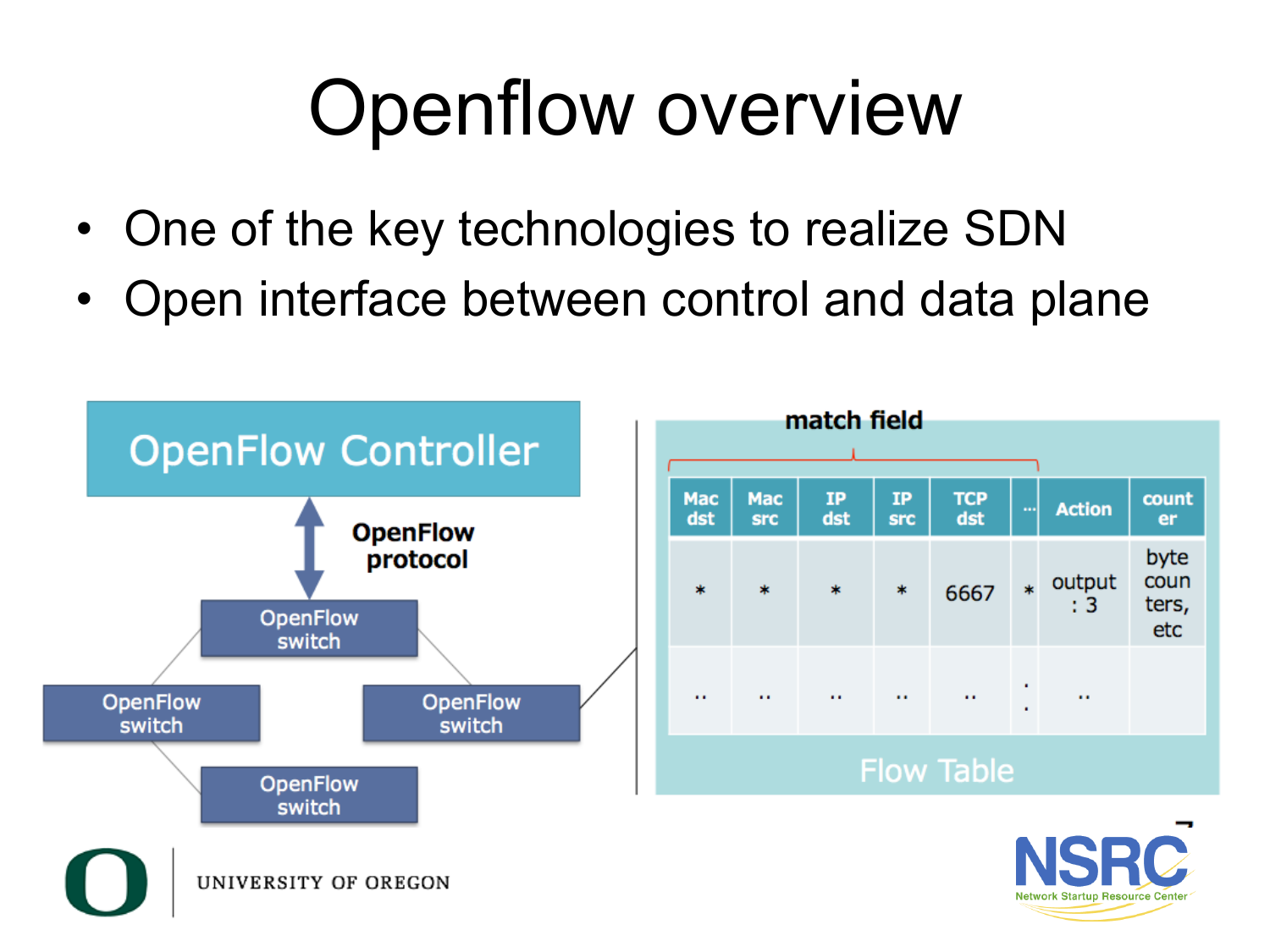# Openflow overview

- One of the key technologies to realize SDN
- Open interface between control and data plane

OpenFlow Controller

OpenFlow protocol

OpenFlow switch

OpenFlow switch

OpenFlow switch

OpenFlow switch

match field

| Mac dst | Mac src | IP dst | IP src | TCP dst | ... | Action | counter |
|---|---|---|---|---|---|---|---|
| * | * | * | * | 6667 | * | output : 3 | byte counters, etc |
| .. | .. | .. | .. | .. | : | .. | |

Flow Table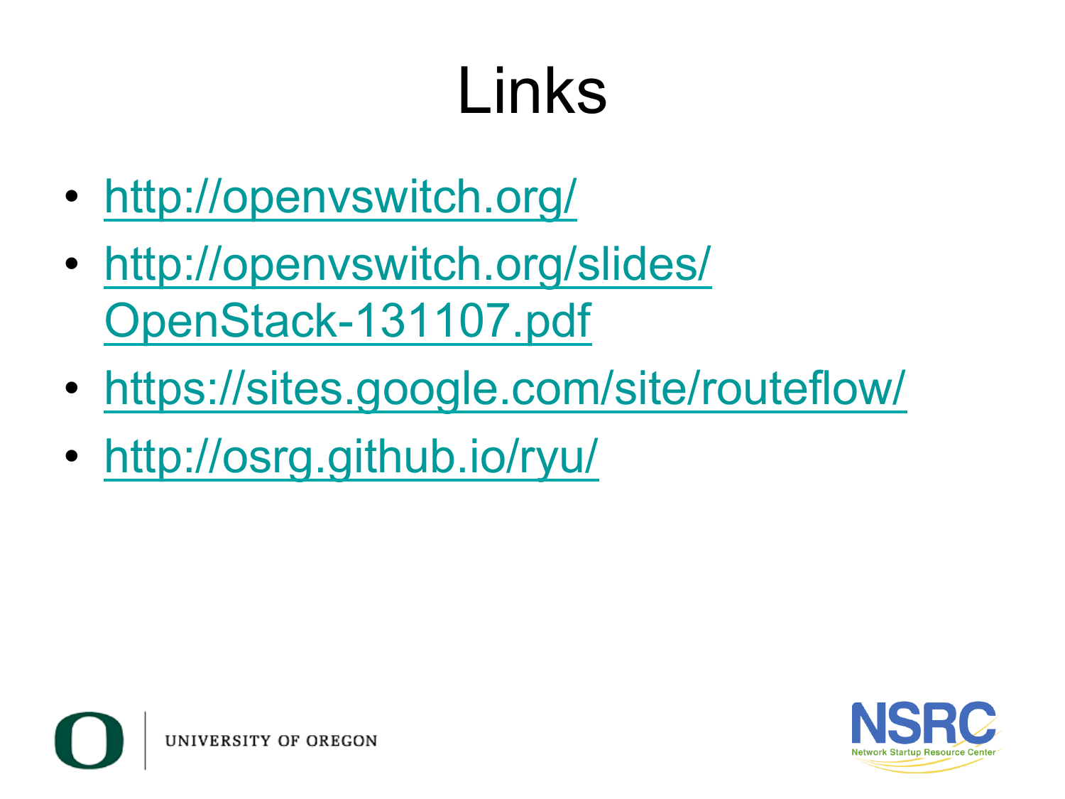# Links

- http://openvswitch.org/
- http://openvswitch.org/slides/OpenStack-131107.pdf
- https://sites.google.com/site/routeflow/
- http://osrg.github.io/ryu/